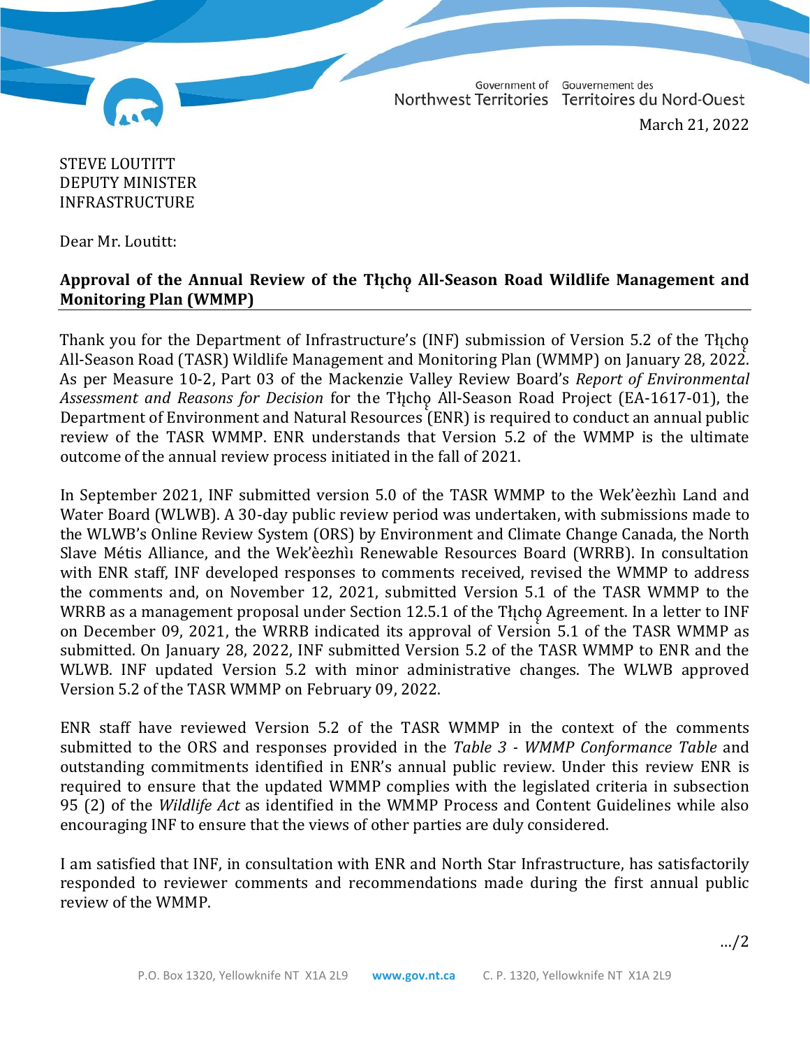Government of Northwest Territories Gouvernement des Territoires du Nord-Ouest

March 21, 2022

STEVE LOUTITT
DEPUTY MINISTER
INFRASTRUCTURE

Dear Mr. Loutitt:

**Approval of the Annual Review of the Tłı̨chǫ All-Season Road Wildlife Management and Monitoring Plan (WMMP)**

Thank you for the Department of Infrastructure's (INF) submission of Version 5.2 of the Tłı̨chǫ All-Season Road (TASR) Wildlife Management and Monitoring Plan (WMMP) on January 28, 2022. As per Measure 10-2, Part 03 of the Mackenzie Valley Review Board's *Report of Environmental Assessment and Reasons for Decision* for the Tłı̨chǫ All-Season Road Project (EA-1617-01), the Department of Environment and Natural Resources (ENR) is required to conduct an annual public review of the TASR WMMP. ENR understands that Version 5.2 of the WMMP is the ultimate outcome of the annual review process initiated in the fall of 2021.

In September 2021, INF submitted version 5.0 of the TASR WMMP to the Wek'èezhìı Land and Water Board (WLWB). A 30-day public review period was undertaken, with submissions made to the WLWB's Online Review System (ORS) by Environment and Climate Change Canada, the North Slave Métis Alliance, and the Wek'èezhìı Renewable Resources Board (WRRB). In consultation with ENR staff, INF developed responses to comments received, revised the WMMP to address the comments and, on November 12, 2021, submitted Version 5.1 of the TASR WMMP to the WRRB as a management proposal under Section 12.5.1 of the Tłı̨chǫ Agreement. In a letter to INF on December 09, 2021, the WRRB indicated its approval of Version 5.1 of the TASR WMMP as submitted. On January 28, 2022, INF submitted Version 5.2 of the TASR WMMP to ENR and the WLWB. INF updated Version 5.2 with minor administrative changes. The WLWB approved Version 5.2 of the TASR WMMP on February 09, 2022.

ENR staff have reviewed Version 5.2 of the TASR WMMP in the context of the comments submitted to the ORS and responses provided in the *Table 3 - WMMP Conformance Table* and outstanding commitments identified in ENR's annual public review. Under this review ENR is required to ensure that the updated WMMP complies with the legislated criteria in subsection 95 (2) of the *Wildlife Act* as identified in the WMMP Process and Content Guidelines while also encouraging INF to ensure that the views of other parties are duly considered.

I am satisfied that INF, in consultation with ENR and North Star Infrastructure, has satisfactorily responded to reviewer comments and recommendations made during the first annual public review of the WMMP.

…/2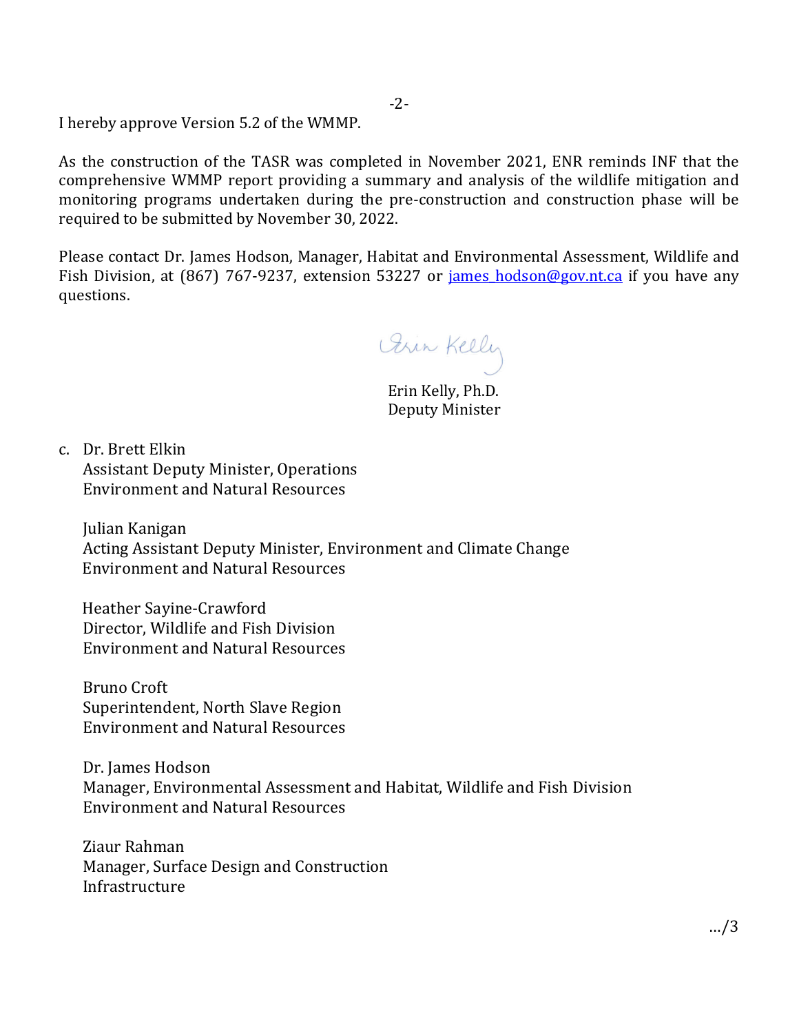I hereby approve Version 5.2 of the WMMP.

As the construction of the TASR was completed in November 2021, ENR reminds INF that the comprehensive WMMP report providing a summary and analysis of the wildlife mitigation and monitoring programs undertaken during the pre-construction and construction phase will be required to be submitted by November 30, 2022.

Please contact Dr. James Hodson, Manager, Habitat and Environmental Assessment, Wildlife and Fish Division, at (867) 767-9237, extension 53227 or james_hodson@gov.nt.ca if you have any questions.

Erin Kelly, Ph.D.
Deputy Minister

c. Dr. Brett Elkin
Assistant Deputy Minister, Operations
Environment and Natural Resources

Julian Kanigan
Acting Assistant Deputy Minister, Environment and Climate Change
Environment and Natural Resources

Heather Sayine-Crawford
Director, Wildlife and Fish Division
Environment and Natural Resources

Bruno Croft
Superintendent, North Slave Region
Environment and Natural Resources

Dr. James Hodson
Manager, Environmental Assessment and Habitat, Wildlife and Fish Division
Environment and Natural Resources

Ziaur Rahman
Manager, Surface Design and Construction
Infrastructure

…/3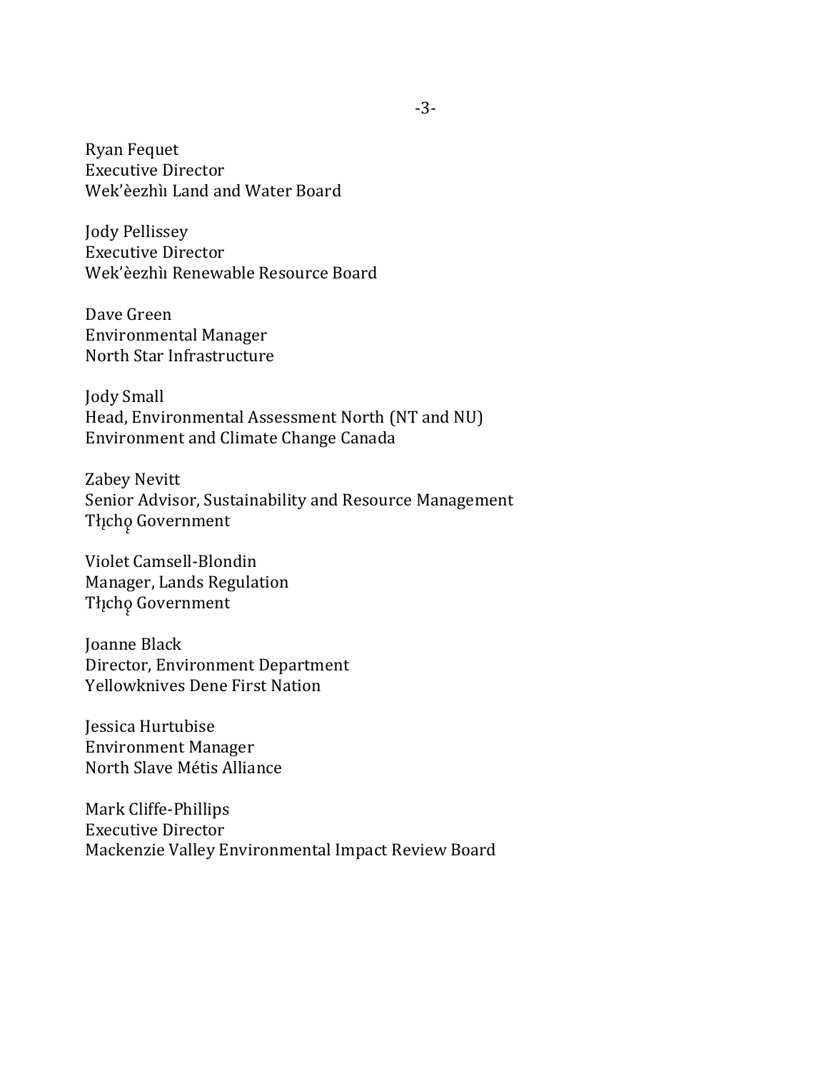Ryan Fequet
Executive Director
Wek’èezhìı Land and Water Board

Jody Pellissey
Executive Director
Wek’èezhìı Renewable Resource Board

Dave Green
Environmental Manager
North Star Infrastructure

Jody Small
Head, Environmental Assessment North (NT and NU)
Environment and Climate Change Canada

Zabey Nevitt
Senior Advisor, Sustainability and Resource Management
Tłı̨chǫ Government

Violet Camsell-Blondin
Manager, Lands Regulation
Tłı̨chǫ Government

Joanne Black
Director, Environment Department
Yellowknives Dene First Nation

Jessica Hurtubise
Environment Manager
North Slave Métis Alliance

Mark Cliffe-Phillips
Executive Director
Mackenzie Valley Environmental Impact Review Board